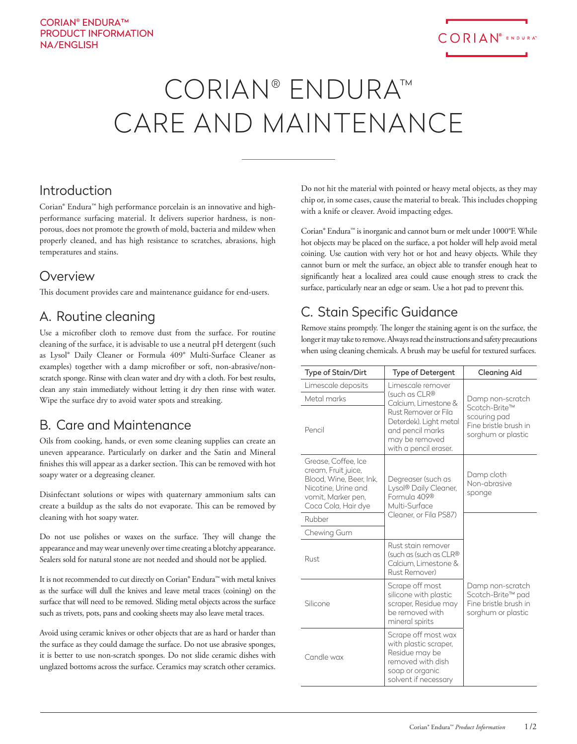CORIAN® ENDURA™
PRODUCT INFORMATION
NA/ENGLISH

# CORIAN® ENDURA™ CARE AND MAINTENANCE

## Introduction

Corian® Endura™ high performance porcelain is an innovative and high-performance surfacing material. It delivers superior hardness, is non-porous, does not promote the growth of mold, bacteria and mildew when properly cleaned, and has high resistance to scratches, abrasions, high temperatures and stains.

## Overview

This document provides care and maintenance guidance for end-users.

## A. Routine cleaning

Use a microfiber cloth to remove dust from the surface. For routine cleaning of the surface, it is advisable to use a neutral pH detergent (such as Lysol® Daily Cleaner or Formula 409® Multi-Surface Cleaner as examples) together with a damp microfiber or soft, non-abrasive/non-scratch sponge. Rinse with clean water and dry with a cloth. For best results, clean any stain immediately without letting it dry then rinse with water. Wipe the surface dry to avoid water spots and streaking.

## B. Care and Maintenance

Oils from cooking, hands, or even some cleaning supplies can create an uneven appearance. Particularly on darker and the Satin and Mineral finishes this will appear as a darker section. This can be removed with hot soapy water or a degreasing cleaner.

Disinfectant solutions or wipes with quaternary ammonium salts can create a buildup as the salts do not evaporate. This can be removed by cleaning with hot soapy water.

Do not use polishes or waxes on the surface. They will change the appearance and may wear unevenly over time creating a blotchy appearance. Sealers sold for natural stone are not needed and should not be applied.

It is not recommended to cut directly on Corian® Endura™ with metal knives as the surface will dull the knives and leave metal traces (coining) on the surface that will need to be removed. Sliding metal objects across the surface such as trivets, pots, pans and cooking sheets may also leave metal traces.

Avoid using ceramic knives or other objects that are as hard or harder than the surface as they could damage the surface. Do not use abrasive sponges, it is better to use non-scratch sponges. Do not slide ceramic dishes with unglazed bottoms across the surface. Ceramics may scratch other ceramics.

Do not hit the material with pointed or heavy metal objects, as they may chip or, in some cases, cause the material to break. This includes chopping with a knife or cleaver. Avoid impacting edges.

Corian® Endura™ is inorganic and cannot burn or melt under 1000°F. While hot objects may be placed on the surface, a pot holder will help avoid metal coining. Use caution with very hot or hot and heavy objects. While they cannot burn or melt the surface, an object able to transfer enough heat to significantly heat a localized area could cause enough stress to crack the surface, particularly near an edge or seam. Use a hot pad to prevent this.

## C. Stain Specific Guidance

Remove stains promptly. The longer the staining agent is on the surface, the longer it may take to remove. Always read the instructions and safety precautions when using cleaning chemicals. A brush may be useful for textured surfaces.

| Type of Stain/Dirt | Type of Detergent | Cleaning Aid |
|---|---|---|
| Limescale deposits | Limescale remover (such as CLR® Calcium, Limestone & Rust Remover or Fila Deterdek). Light metal and pencil marks may be removed with a pencil eraser. | Damp non-scratch Scotch-Brite™ scouring pad Fine bristle brush in sorghum or plastic |
| Metal marks | | |
| Pencil | | |
| Grease, Coffee, Ice cream, Fruit juice, Blood, Wine, Beer, Ink, Nicotine, Urine and vomit, Marker pen, Coca Cola, Hair dye | Degreaser (such as Lysol® Daily Cleaner, Formula 409® Multi-Surface Cleaner, or Fila PS87) | Damp cloth Non-abrasive sponge |
| Rubber | | Damp non-scratch Scotch-Brite™ pad Fine bristle brush in sorghum or plastic |
| Chewing Gum | | |
| Rust | Rust stain remover (such as (such as CLR® Calcium, Limestone & Rust Remover) | |
| Silicone | Scrape off most silicone with plastic scraper, Residue may be removed with mineral spirits | |
| Candle wax | Scrape off most wax with plastic scraper, Residue may be removed with dish soap or organic solvent if necessary | |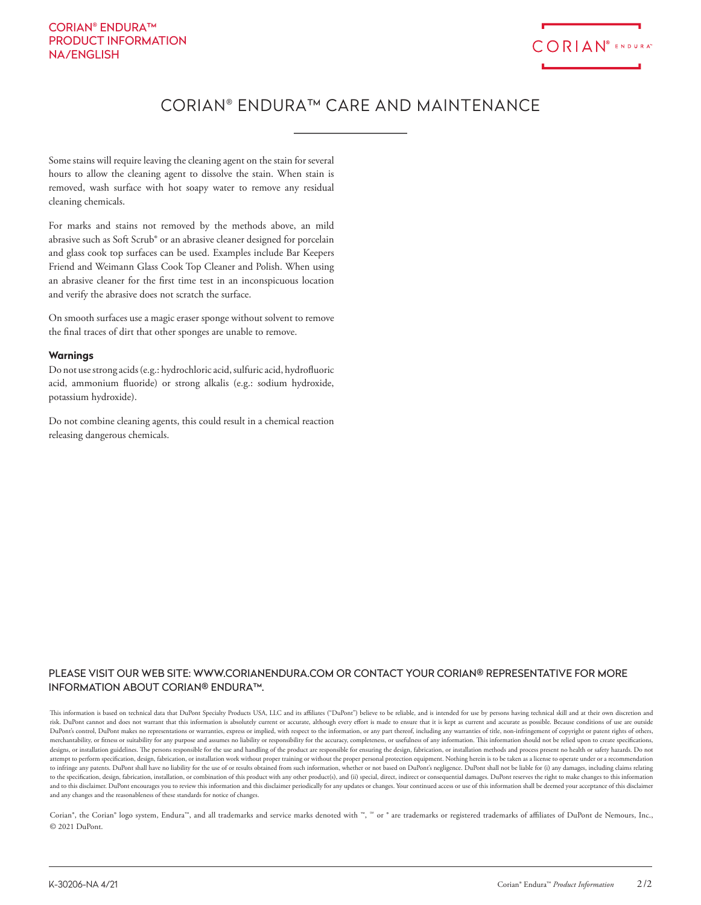# CORIAN® ENDURA™ CARE AND MAINTENANCE

Some stains will require leaving the cleaning agent on the stain for several hours to allow the cleaning agent to dissolve the stain. When stain is removed, wash surface with hot soapy water to remove any residual cleaning chemicals.

For marks and stains not removed by the methods above, an mild abrasive such as Soft Scrub® or an abrasive cleaner designed for porcelain and glass cook top surfaces can be used. Examples include Bar Keepers Friend and Weimann Glass Cook Top Cleaner and Polish. When using an abrasive cleaner for the first time test in an inconspicuous location and verify the abrasive does not scratch the surface.

On smooth surfaces use a magic eraser sponge without solvent to remove the final traces of dirt that other sponges are unable to remove.

**Warnings**

Do not use strong acids (e.g.: hydrochloric acid, sulfuric acid, hydrofluoric acid, ammonium fluoride) or strong alkalis (e.g.: sodium hydroxide, potassium hydroxide).

Do not combine cleaning agents, this could result in a chemical reaction releasing dangerous chemicals.

**PLEASE VISIT OUR WEB SITE: WWW.CORIANENDURA.COM OR CONTACT YOUR CORIAN® REPRESENTATIVE FOR MORE INFORMATION ABOUT CORIAN® ENDURA™.**

This information is based on technical data that DuPont Specialty Products USA, LLC and its affiliates ("DuPont") believe to be reliable, and is intended for use by persons having technical skill and at their own discretion and risk. DuPont cannot and does not warrant that this information is absolutely current or accurate, although every effort is made to ensure that it is kept as current and accurate as possible. Because conditions of use are outside DuPont's control, DuPont makes no representations or warranties, express or implied, with respect to the information, or any part thereof, including any warranties of title, non-infringement of copyright or patent rights of others, merchantability, or fitness or suitability for any purpose and assumes no liability or responsibility for the accuracy, completeness, or usefulness of any information. This information should not be relied upon to create specifications, designs, or installation guidelines. The persons responsible for the use and handling of the product are responsible for ensuring the design, fabrication, or installation methods and process present no health or safety hazards. Do not attempt to perform specification, design, fabrication, or installation work without proper training or without the proper personal protection equipment. Nothing herein is to be taken as a license to operate under or a recommendation to infringe any patents. DuPont shall have no liability for the use of or results obtained from such information, whether or not based on DuPont's negligence. DuPont shall not be liable for (i) any damages, including claims relating to the specification, design, fabrication, installation, or combination of this product with any other product(s), and (ii) special, direct, indirect or consequential damages. DuPont reserves the right to make changes to this information and to this disclaimer. DuPont encourages you to review this information and this disclaimer periodically for any updates or changes. Your continued access or use of this information shall be deemed your acceptance of this disclaimer and any changes and the reasonableness of these standards for notice of changes.

Corian®, the Corian® logo system, Endura™, and all trademarks and service marks denoted with ™, ℠ or ® are trademarks or registered trademarks of affiliates of DuPont de Nemours, Inc., © 2021 DuPont.

K-30206-NA 4/21